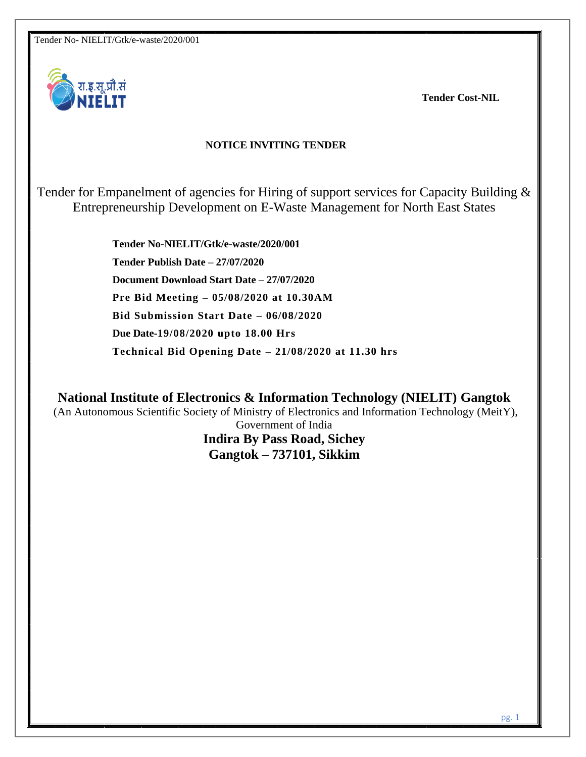**Tender Cost-NIL**

**NOTICE INVITING TENDER**

# Tender for Empanelment of agencies for Hiring of support services for Capacity Building & Entrepreneurship Development on E-Waste Management for North East States

**Tender No-NIELIT/Gtk/e-waste/2020/001**

**Tender Publish Date – 27/07/2020**

**Document Download Start Date – 27/07/2020**

**Pre Bid Meeting – 05/08/2020 at 10.30AM**

**Bid Submission Start Date – 06/08/2020**

**Due Date-19/08/2020 upto 18.00 Hrs**

**Technical Bid Opening Date – 21/08/2020 at 11.30 hrs**

**National Institute of Electronics & Information Technology (NIELIT) Gangtok**

(An Autonomous Scientific Society of Ministry of Electronics and Information Technology (MeitY), Government of India

**Indira By Pass Road, Sichey**

**Gangtok – 737101, Sikkim**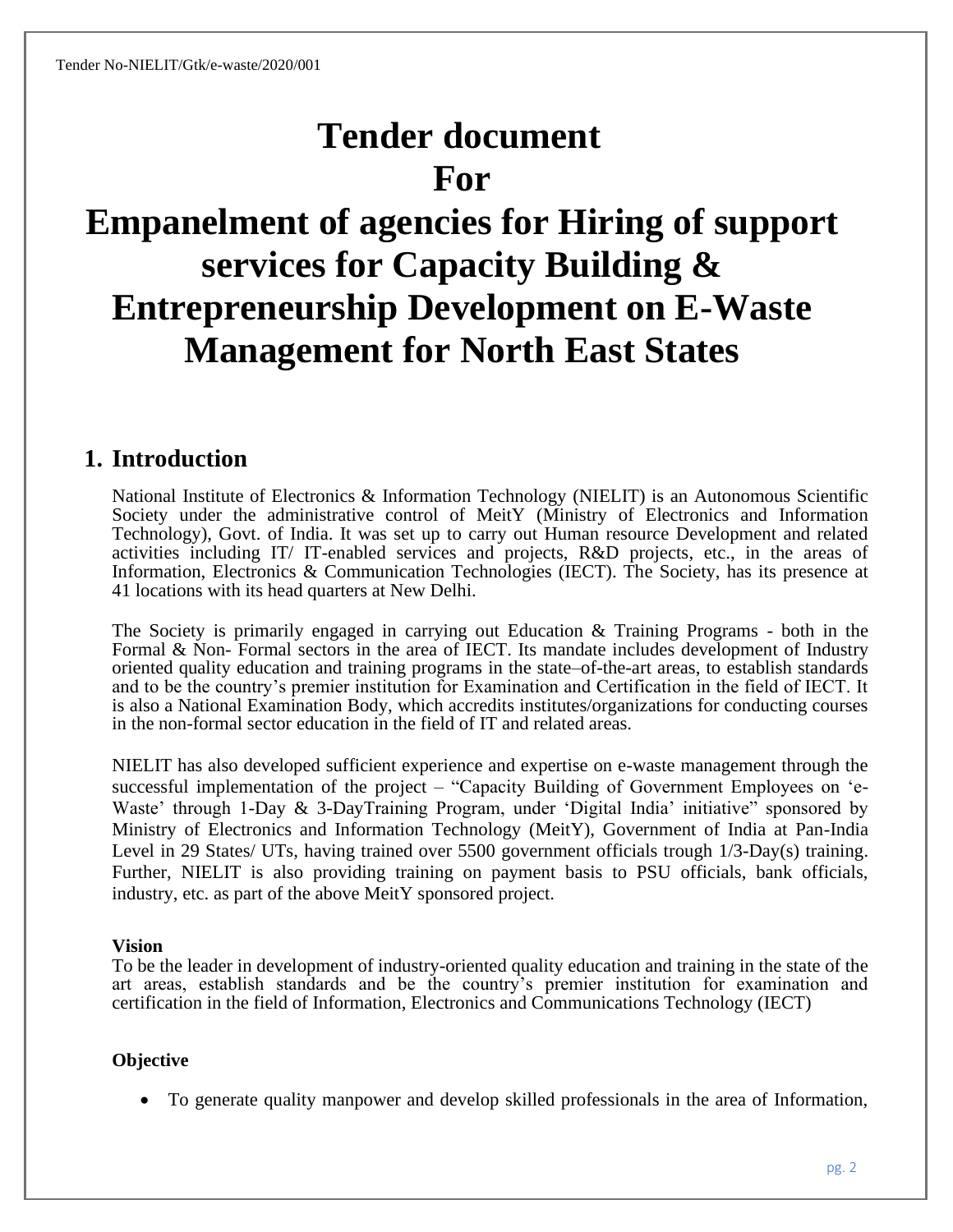# Tender document For Empanelment of agencies for Hiring of support services for Capacity Building & Entrepreneurship Development on E-Waste Management for North East States

## 1. Introduction

National Institute of Electronics & Information Technology (NIELIT) is an Autonomous Scientific Society under the administrative control of MeitY (Ministry of Electronics and Information Technology), Govt. of India. It was set up to carry out Human resource Development and related activities including IT/ IT-enabled services and projects, R&D projects, etc., in the areas of Information, Electronics & Communication Technologies (IECT). The Society, has its presence at 41 locations with its head quarters at New Delhi.

The Society is primarily engaged in carrying out Education & Training Programs - both in the Formal & Non- Formal sectors in the area of IECT. Its mandate includes development of Industry oriented quality education and training programs in the state–of-the-art areas, to establish standards and to be the country's premier institution for Examination and Certification in the field of IECT. It is also a National Examination Body, which accredits institutes/organizations for conducting courses in the non-formal sector education in the field of IT and related areas.

NIELIT has also developed sufficient experience and expertise on e-waste management through the successful implementation of the project – "Capacity Building of Government Employees on 'e-Waste' through 1-Day & 3-DayTraining Program, under 'Digital India' initiative" sponsored by Ministry of Electronics and Information Technology (MeitY), Government of India at Pan-India Level in 29 States/ UTs, having trained over 5500 government officials trough 1/3-Day(s) training. Further, NIELIT is also providing training on payment basis to PSU officials, bank officials, industry, etc. as part of the above MeitY sponsored project.

**Vision**

To be the leader in development of industry-oriented quality education and training in the state of the art areas, establish standards and be the country's premier institution for examination and certification in the field of Information, Electronics and Communications Technology (IECT)

**Objective**

- To generate quality manpower and develop skilled professionals in the area of Information,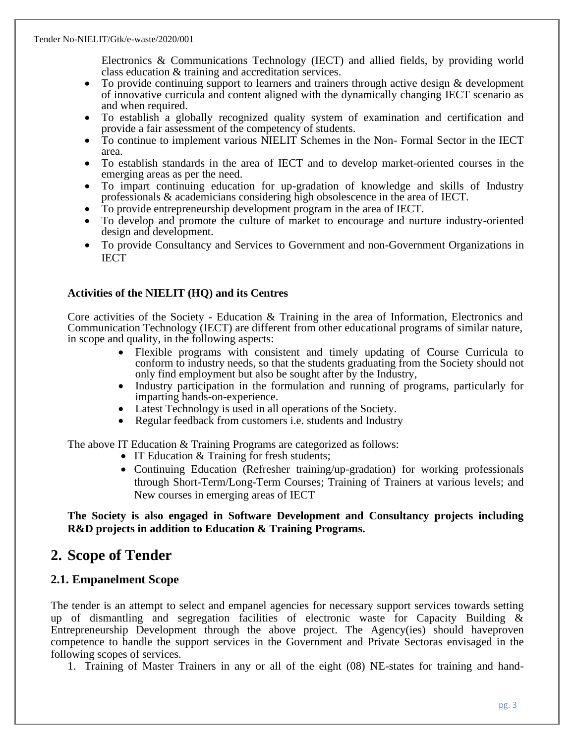Electronics & Communications Technology (IECT) and allied fields, by providing world class education & training and accreditation services.

- To provide continuing support to learners and trainers through active design & development of innovative curricula and content aligned with the dynamically changing IECT scenario as and when required.
- To establish a globally recognized quality system of examination and certification and provide a fair assessment of the competency of students.
- To continue to implement various NIELIT Schemes in the Non- Formal Sector in the IECT area.
- To establish standards in the area of IECT and to develop market-oriented courses in the emerging areas as per the need.
- To impart continuing education for up-gradation of knowledge and skills of Industry professionals & academicians considering high obsolescence in the area of IECT.
- To provide entrepreneurship development program in the area of IECT.
- To develop and promote the culture of market to encourage and nurture industry-oriented design and development.
- To provide Consultancy and Services to Government and non-Government Organizations in IECT

**Activities of the NIELIT (HQ) and its Centres**

Core activities of the Society - Education & Training in the area of Information, Electronics and Communication Technology (IECT) are different from other educational programs of similar nature, in scope and quality, in the following aspects:

- Flexible programs with consistent and timely updating of Course Curricula to conform to industry needs, so that the students graduating from the Society should not only find employment but also be sought after by the Industry,
- Industry participation in the formulation and running of programs, particularly for imparting hands-on-experience.
- Latest Technology is used in all operations of the Society.
- Regular feedback from customers i.e. students and Industry

The above IT Education & Training Programs are categorized as follows:

- IT Education & Training for fresh students;
- Continuing Education (Refresher training/up-gradation) for working professionals through Short-Term/Long-Term Courses; Training of Trainers at various levels; and New courses in emerging areas of IECT

**The Society is also engaged in Software Development and Consultancy projects including R&D projects in addition to Education & Training Programs.**

## 2. Scope of Tender

### 2.1. Empanelment Scope

The tender is an attempt to select and empanel agencies for necessary support services towards setting up of dismantling and segregation facilities of electronic waste for Capacity Building & Entrepreneurship Development through the above project. The Agency(ies) should haveproven competence to handle the support services in the Government and Private Sectoras envisaged in the following scopes of services.

1. Training of Master Trainers in any or all of the eight (08) NE-states for training and hand-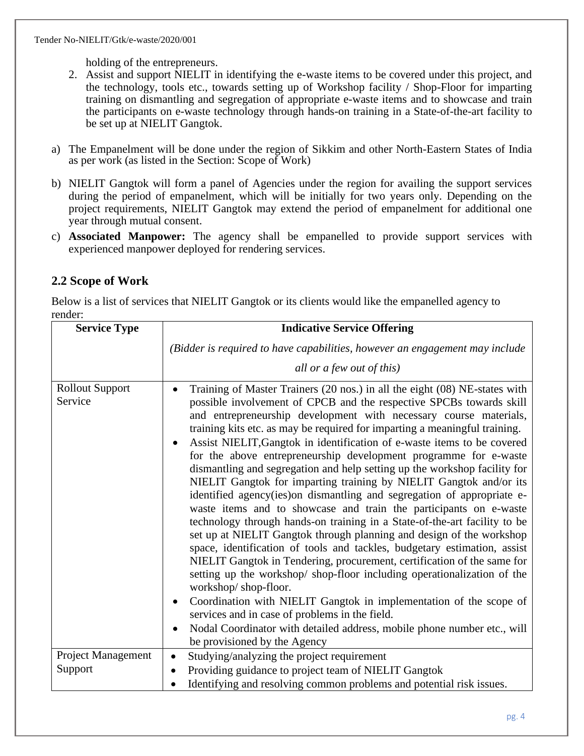holding of the entrepreneurs.

2. Assist and support NIELIT in identifying the e-waste items to be covered under this project, and the technology, tools etc., towards setting up of Workshop facility / Shop-Floor for imparting training on dismantling and segregation of appropriate e-waste items and to showcase and train the participants on e-waste technology through hands-on training in a State-of-the-art facility to be set up at NIELIT Gangtok.

a) The Empanelment will be done under the region of Sikkim and other North-Eastern States of India as per work (as listed in the Section: Scope of Work)

b) NIELIT Gangtok will form a panel of Agencies under the region for availing the support services during the period of empanelment, which will be initially for two years only. Depending on the project requirements, NIELIT Gangtok may extend the period of empanelment for additional one year through mutual consent.

c) **Associated Manpower:** The agency shall be empanelled to provide support services with experienced manpower deployed for rendering services.

## 2.2 Scope of Work

Below is a list of services that NIELIT Gangtok or its clients would like the empanelled agency to render:

| Service Type | Indicative Service Offering<br>*(Bidder is required to have capabilities, however an engagement may include all or a few out of this)* |
|---|---|
| Rollout Support Service | • Training of Master Trainers (20 nos.) in all the eight (08) NE-states with possible involvement of CPCB and the respective SPCBs towards skill and entrepreneurship development with necessary course materials, training kits etc. as may be required for imparting a meaningful training.<br>• Assist NIELIT,Gangtok in identification of e-waste items to be covered for the above entrepreneurship development programme for e-waste dismantling and segregation and help setting up the workshop facility for NIELIT Gangtok for imparting training by NIELIT Gangtok and/or its identified agency(ies)on dismantling and segregation of appropriate e-waste items and to showcase and train the participants on e-waste technology through hands-on training in a State-of-the-art facility to be set up at NIELIT Gangtok through planning and design of the workshop space, identification of tools and tackles, budgetary estimation, assist NIELIT Gangtok in Tendering, procurement, certification of the same for setting up the workshop/ shop-floor including operationalization of the workshop/ shop-floor.<br>• Coordination with NIELIT Gangtok in implementation of the scope of services and in case of problems in the field.<br>• Nodal Coordinator with detailed address, mobile phone number etc., will be provisioned by the Agency |
| Project Management Support | • Studying/analyzing the project requirement<br>• Providing guidance to project team of NIELIT Gangtok<br>• Identifying and resolving common problems and potential risk issues. |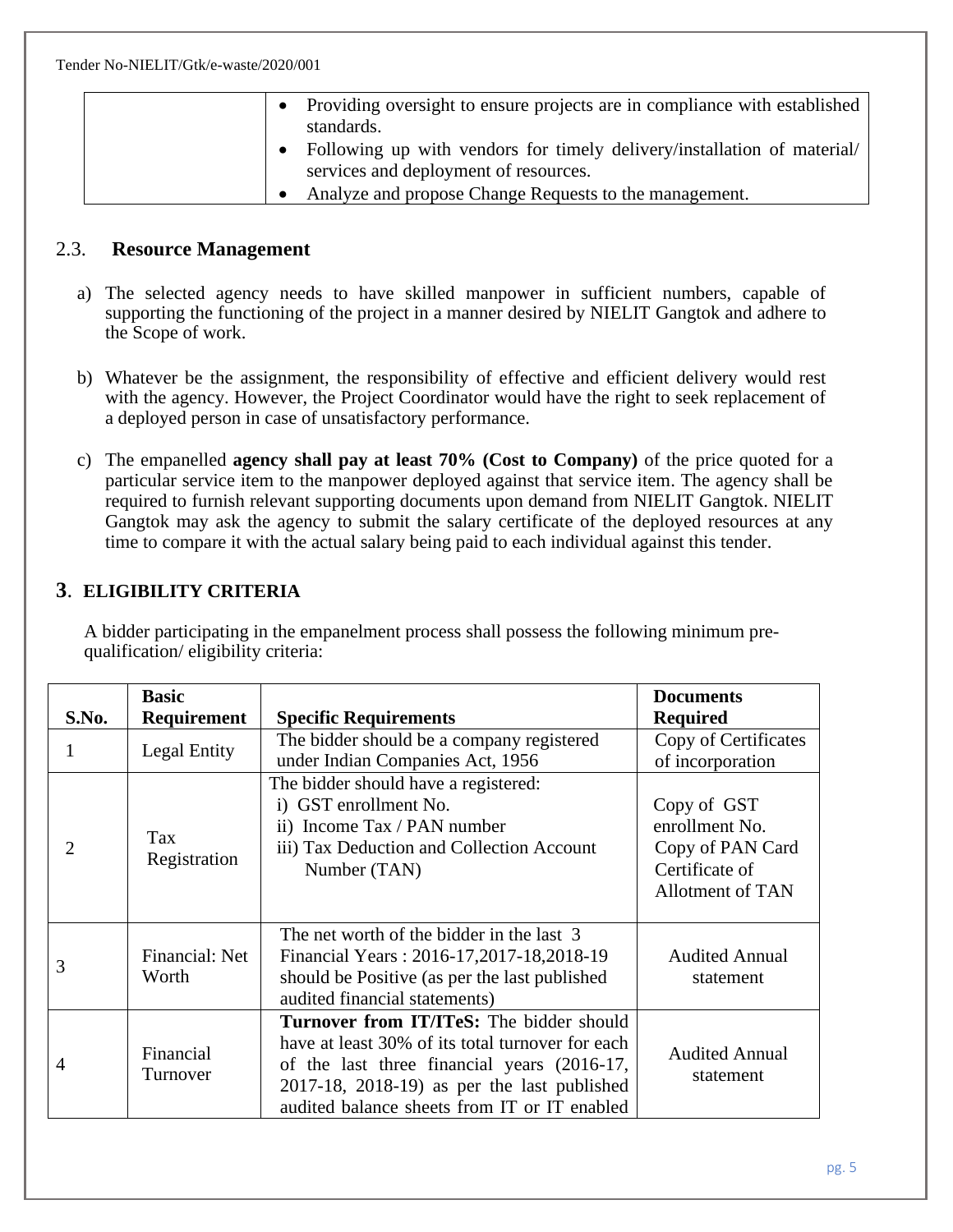| | |
|---|---|
| | • Providing oversight to ensure projects are in compliance with established standards.<br>• Following up with vendors for timely delivery/installation of material/ services and deployment of resources.<br>• Analyze and propose Change Requests to the management. |

## 2.3. Resource Management

a) The selected agency needs to have skilled manpower in sufficient numbers, capable of supporting the functioning of the project in a manner desired by NIELIT Gangtok and adhere to the Scope of work.

b) Whatever be the assignment, the responsibility of effective and efficient delivery would rest with the agency. However, the Project Coordinator would have the right to seek replacement of a deployed person in case of unsatisfactory performance.

c) The empanelled **agency shall pay at least 70% (Cost to Company)** of the price quoted for a particular service item to the manpower deployed against that service item. The agency shall be required to furnish relevant supporting documents upon demand from NIELIT Gangtok. NIELIT Gangtok may ask the agency to submit the salary certificate of the deployed resources at any time to compare it with the actual salary being paid to each individual against this tender.

## 3. ELIGIBILITY CRITERIA

A bidder participating in the empanelment process shall possess the following minimum pre-qualification/ eligibility criteria:

| S.No. | Basic Requirement | Specific Requirements | Documents Required |
|---|---|---|---|
| 1 | Legal Entity | The bidder should be a company registered under Indian Companies Act, 1956 | Copy of Certificates of incorporation |
| 2 | Tax Registration | The bidder should have a registered:<br>i) GST enrollment No.<br>ii) Income Tax / PAN number<br>iii) Tax Deduction and Collection Account Number (TAN) | Copy of GST enrollment No.<br>Copy of PAN Card<br>Certificate of Allotment of TAN |
| 3 | Financial: Net Worth | The net worth of the bidder in the last 3 Financial Years : 2016-17,2017-18,2018-19 should be Positive (as per the last published audited financial statements) | Audited Annual statement |
| 4 | Financial Turnover | **Turnover from IT/ITeS:** The bidder should have at least 30% of its total turnover for each of the last three financial years (2016-17, 2017-18, 2018-19) as per the last published audited balance sheets from IT or IT enabled | Audited Annual statement |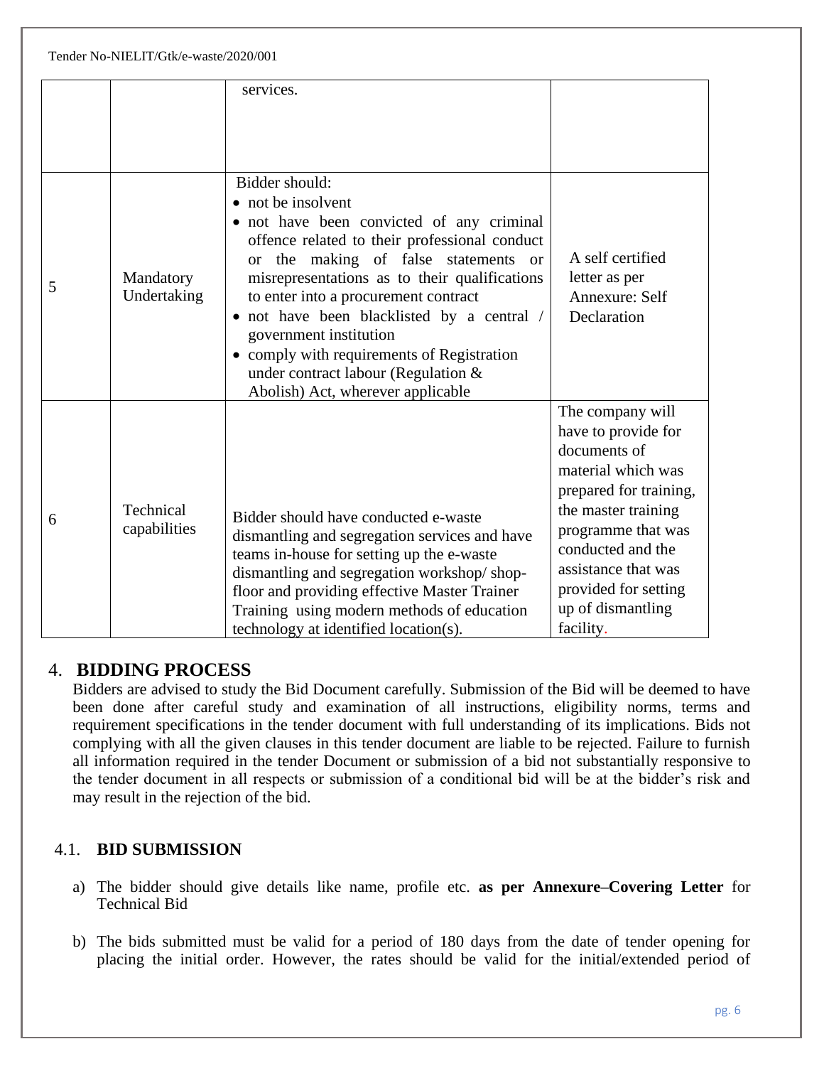| | | | |
|---|---|---|---|
| | | services. | |
| 5 | Mandatory Undertaking | Bidder should:<br>• not be insolvent<br>• not have been convicted of any criminal offence related to their professional conduct or the making of false statements or misrepresentations as to their qualifications to enter into a procurement contract<br>• not have been blacklisted by a central / government institution<br>• comply with requirements of Registration under contract labour (Regulation & Abolish) Act, wherever applicable | A self certified letter as per Annexure: Self Declaration |
| 6 | Technical capabilities | Bidder should have conducted e-waste dismantling and segregation services and have teams in-house for setting up the e-waste dismantling and segregation workshop/ shop-floor and providing effective Master Trainer Training using modern methods of education technology at identified location(s). | The company will have to provide for documents of material which was prepared for training, the master training programme that was conducted and the assistance that was provided for setting up of dismantling facility. |

## 4. BIDDING PROCESS

Bidders are advised to study the Bid Document carefully. Submission of the Bid will be deemed to have been done after careful study and examination of all instructions, eligibility norms, terms and requirement specifications in the tender document with full understanding of its implications. Bids not complying with all the given clauses in this tender document are liable to be rejected. Failure to furnish all information required in the tender Document or submission of a bid not substantially responsive to the tender document in all respects or submission of a conditional bid will be at the bidder's risk and may result in the rejection of the bid.

### 4.1. BID SUBMISSION

a) The bidder should give details like name, profile etc. **as per Annexure–Covering Letter** for Technical Bid

b) The bids submitted must be valid for a period of 180 days from the date of tender opening for placing the initial order. However, the rates should be valid for the initial/extended period of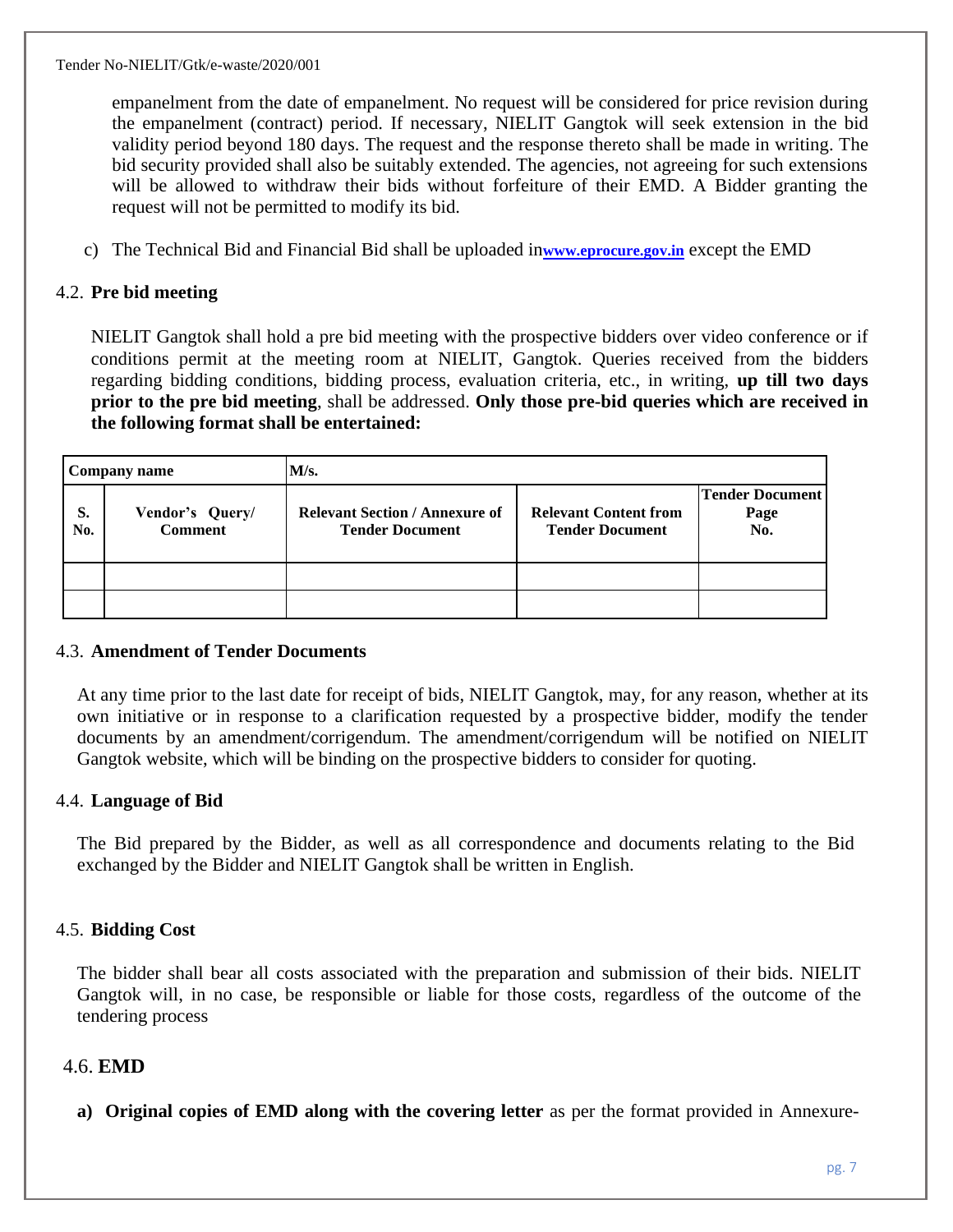empanelment from the date of empanelment. No request will be considered for price revision during the empanelment (contract) period. If necessary, NIELIT Gangtok will seek extension in the bid validity period beyond 180 days. The request and the response thereto shall be made in writing. The bid security provided shall also be suitably extended. The agencies, not agreeing for such extensions will be allowed to withdraw their bids without forfeiture of their EMD. A Bidder granting the request will not be permitted to modify its bid.

c) The Technical Bid and Financial Bid shall be uploaded in**www.eprocure.gov.in** except the EMD

## 4.2. Pre bid meeting

NIELIT Gangtok shall hold a pre bid meeting with the prospective bidders over video conference or if conditions permit at the meeting room at NIELIT, Gangtok. Queries received from the bidders regarding bidding conditions, bidding process, evaluation criteria, etc., in writing, **up till two days prior to the pre bid meeting**, shall be addressed. **Only those pre-bid queries which are received in the following format shall be entertained:**

| **Company name** | | **M/s.** | | |
|---|---|---|---|---|
| **S. No.** | **Vendor's Query/ Comment** | **Relevant Section / Annexure of Tender Document** | **Relevant Content from Tender Document** | **Tender Document Page No.** |
| | | | | |
| | | | | |

## 4.3. Amendment of Tender Documents

At any time prior to the last date for receipt of bids, NIELIT Gangtok, may, for any reason, whether at its own initiative or in response to a clarification requested by a prospective bidder, modify the tender documents by an amendment/corrigendum. The amendment/corrigendum will be notified on NIELIT Gangtok website, which will be binding on the prospective bidders to consider for quoting.

## 4.4. Language of Bid

The Bid prepared by the Bidder, as well as all correspondence and documents relating to the Bid exchanged by the Bidder and NIELIT Gangtok shall be written in English.

## 4.5. Bidding Cost

The bidder shall bear all costs associated with the preparation and submission of their bids. NIELIT Gangtok will, in no case, be responsible or liable for those costs, regardless of the outcome of the tendering process

## 4.6. EMD

a) **Original copies of EMD along with the covering letter** as per the format provided in Annexure-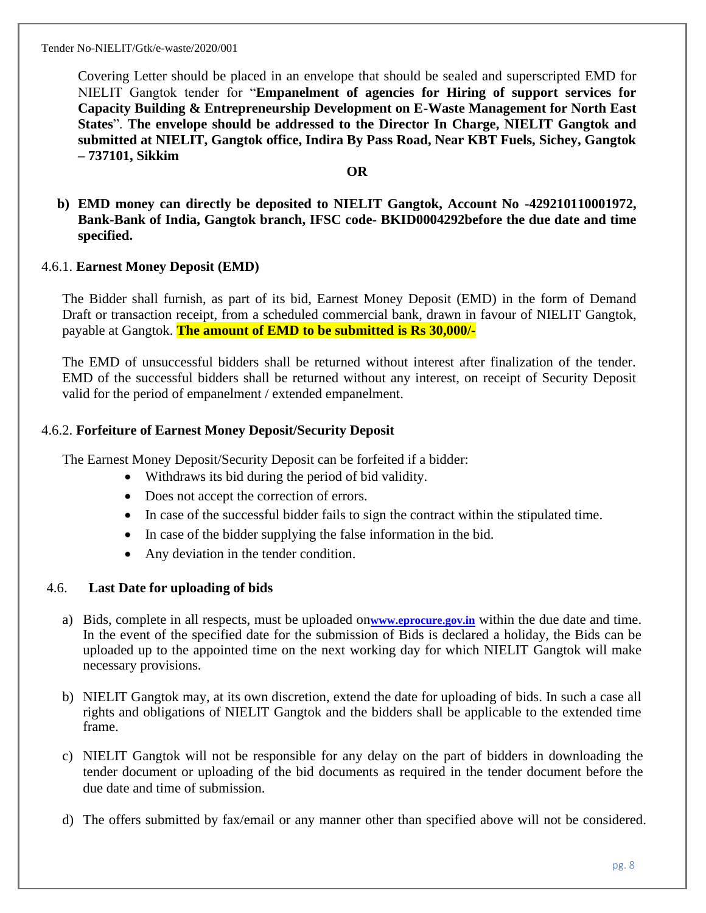Covering Letter should be placed in an envelope that should be sealed and superscripted EMD for NIELIT Gangtok tender for "**Empanelment of agencies for Hiring of support services for Capacity Building & Entrepreneurship Development on E-Waste Management for North East States**". **The envelope should be addressed to the Director In Charge, NIELIT Gangtok and submitted at NIELIT, Gangtok office, Indira By Pass Road, Near KBT Fuels, Sichey, Gangtok – 737101, Sikkim**

**OR**

**b) EMD money can directly be deposited to NIELIT Gangtok, Account No -429210110001972, Bank-Bank of India, Gangtok branch, IFSC code- BKID0004292before the due date and time specified.**

4.6.1. **Earnest Money Deposit (EMD)**

The Bidder shall furnish, as part of its bid, Earnest Money Deposit (EMD) in the form of Demand Draft or transaction receipt, from a scheduled commercial bank, drawn in favour of NIELIT Gangtok, payable at Gangtok. **The amount of EMD to be submitted is Rs 30,000/-**

The EMD of unsuccessful bidders shall be returned without interest after finalization of the tender. EMD of the successful bidders shall be returned without any interest, on receipt of Security Deposit valid for the period of empanelment / extended empanelment.

4.6.2. **Forfeiture of Earnest Money Deposit/Security Deposit**

The Earnest Money Deposit/Security Deposit can be forfeited if a bidder:

- Withdraws its bid during the period of bid validity.
- Does not accept the correction of errors.
- In case of the successful bidder fails to sign the contract within the stipulated time.
- In case of the bidder supplying the false information in the bid.
- Any deviation in the tender condition.

4.6. **Last Date for uploading of bids**

a) Bids, complete in all respects, must be uploaded on**www.eprocure.gov.in** within the due date and time. In the event of the specified date for the submission of Bids is declared a holiday, the Bids can be uploaded up to the appointed time on the next working day for which NIELIT Gangtok will make necessary provisions.

b) NIELIT Gangtok may, at its own discretion, extend the date for uploading of bids. In such a case all rights and obligations of NIELIT Gangtok and the bidders shall be applicable to the extended time frame.

c) NIELIT Gangtok will not be responsible for any delay on the part of bidders in downloading the tender document or uploading of the bid documents as required in the tender document before the due date and time of submission.

d) The offers submitted by fax/email or any manner other than specified above will not be considered.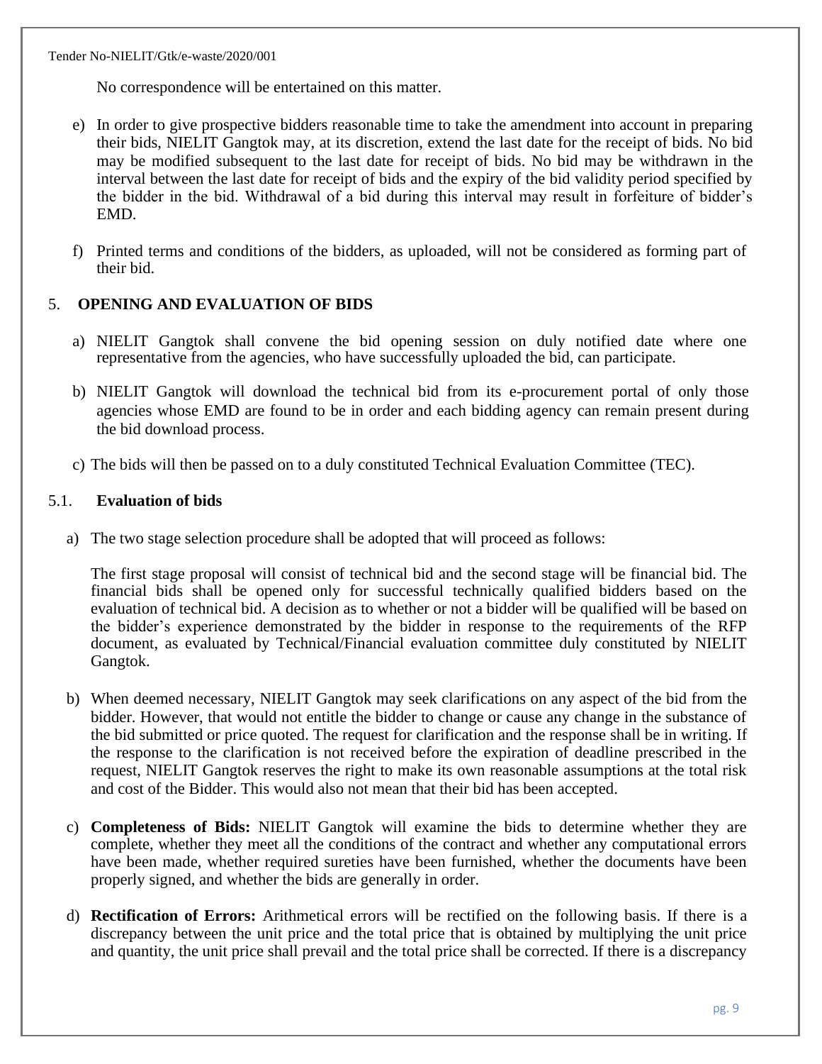No correspondence will be entertained on this matter.

e) In order to give prospective bidders reasonable time to take the amendment into account in preparing their bids, NIELIT Gangtok may, at its discretion, extend the last date for the receipt of bids. No bid may be modified subsequent to the last date for receipt of bids. No bid may be withdrawn in the interval between the last date for receipt of bids and the expiry of the bid validity period specified by the bidder in the bid. Withdrawal of a bid during this interval may result in forfeiture of bidder's EMD.

f) Printed terms and conditions of the bidders, as uploaded, will not be considered as forming part of their bid.

## 5. OPENING AND EVALUATION OF BIDS

a) NIELIT Gangtok shall convene the bid opening session on duly notified date where one representative from the agencies, who have successfully uploaded the bid, can participate.

b) NIELIT Gangtok will download the technical bid from its e-procurement portal of only those agencies whose EMD are found to be in order and each bidding agency can remain present during the bid download process.

c) The bids will then be passed on to a duly constituted Technical Evaluation Committee (TEC).

### 5.1. Evaluation of bids

a) The two stage selection procedure shall be adopted that will proceed as follows:

The first stage proposal will consist of technical bid and the second stage will be financial bid. The financial bids shall be opened only for successful technically qualified bidders based on the evaluation of technical bid. A decision as to whether or not a bidder will be qualified will be based on the bidder's experience demonstrated by the bidder in response to the requirements of the RFP document, as evaluated by Technical/Financial evaluation committee duly constituted by NIELIT Gangtok.

b) When deemed necessary, NIELIT Gangtok may seek clarifications on any aspect of the bid from the bidder. However, that would not entitle the bidder to change or cause any change in the substance of the bid submitted or price quoted. The request for clarification and the response shall be in writing. If the response to the clarification is not received before the expiration of deadline prescribed in the request, NIELIT Gangtok reserves the right to make its own reasonable assumptions at the total risk and cost of the Bidder. This would also not mean that their bid has been accepted.

c) **Completeness of Bids:** NIELIT Gangtok will examine the bids to determine whether they are complete, whether they meet all the conditions of the contract and whether any computational errors have been made, whether required sureties have been furnished, whether the documents have been properly signed, and whether the bids are generally in order.

d) **Rectification of Errors:** Arithmetical errors will be rectified on the following basis. If there is a discrepancy between the unit price and the total price that is obtained by multiplying the unit price and quantity, the unit price shall prevail and the total price shall be corrected. If there is a discrepancy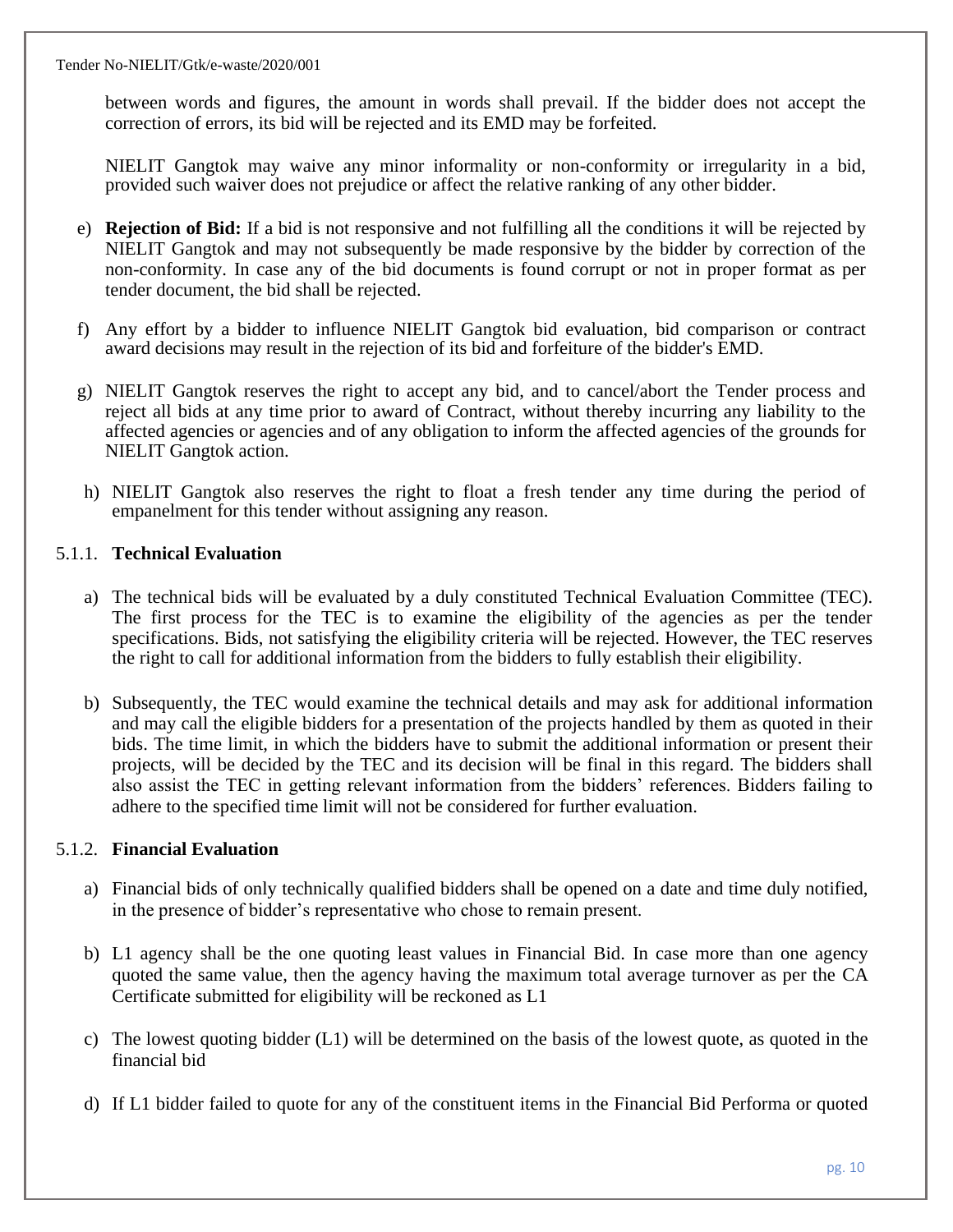between words and figures, the amount in words shall prevail. If the bidder does not accept the correction of errors, its bid will be rejected and its EMD may be forfeited.

NIELIT Gangtok may waive any minor informality or non-conformity or irregularity in a bid, provided such waiver does not prejudice or affect the relative ranking of any other bidder.

e) **Rejection of Bid:** If a bid is not responsive and not fulfilling all the conditions it will be rejected by NIELIT Gangtok and may not subsequently be made responsive by the bidder by correction of the non-conformity. In case any of the bid documents is found corrupt or not in proper format as per tender document, the bid shall be rejected.

f) Any effort by a bidder to influence NIELIT Gangtok bid evaluation, bid comparison or contract award decisions may result in the rejection of its bid and forfeiture of the bidder's EMD.

g) NIELIT Gangtok reserves the right to accept any bid, and to cancel/abort the Tender process and reject all bids at any time prior to award of Contract, without thereby incurring any liability to the affected agencies or agencies and of any obligation to inform the affected agencies of the grounds for NIELIT Gangtok action.

h) NIELIT Gangtok also reserves the right to float a fresh tender any time during the period of empanelment for this tender without assigning any reason.

### 5.1.1. Technical Evaluation

a) The technical bids will be evaluated by a duly constituted Technical Evaluation Committee (TEC). The first process for the TEC is to examine the eligibility of the agencies as per the tender specifications. Bids, not satisfying the eligibility criteria will be rejected. However, the TEC reserves the right to call for additional information from the bidders to fully establish their eligibility.

b) Subsequently, the TEC would examine the technical details and may ask for additional information and may call the eligible bidders for a presentation of the projects handled by them as quoted in their bids. The time limit, in which the bidders have to submit the additional information or present their projects, will be decided by the TEC and its decision will be final in this regard. The bidders shall also assist the TEC in getting relevant information from the bidders' references. Bidders failing to adhere to the specified time limit will not be considered for further evaluation.

### 5.1.2. Financial Evaluation

a) Financial bids of only technically qualified bidders shall be opened on a date and time duly notified, in the presence of bidder's representative who chose to remain present.

b) L1 agency shall be the one quoting least values in Financial Bid. In case more than one agency quoted the same value, then the agency having the maximum total average turnover as per the CA Certificate submitted for eligibility will be reckoned as L1

c) The lowest quoting bidder (L1) will be determined on the basis of the lowest quote, as quoted in the financial bid

d) If L1 bidder failed to quote for any of the constituent items in the Financial Bid Performa or quoted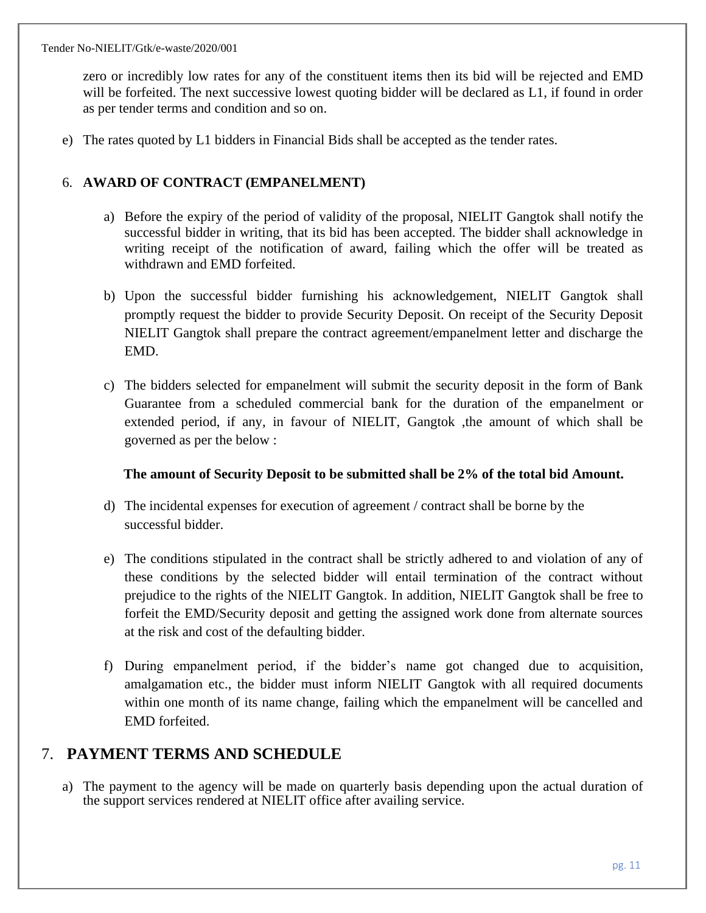zero or incredibly low rates for any of the constituent items then its bid will be rejected and EMD will be forfeited. The next successive lowest quoting bidder will be declared as L1, if found in order as per tender terms and condition and so on.

e) The rates quoted by L1 bidders in Financial Bids shall be accepted as the tender rates.

### 6. AWARD OF CONTRACT (EMPANELMENT)

a) Before the expiry of the period of validity of the proposal, NIELIT Gangtok shall notify the successful bidder in writing, that its bid has been accepted. The bidder shall acknowledge in writing receipt of the notification of award, failing which the offer will be treated as withdrawn and EMD forfeited.

b) Upon the successful bidder furnishing his acknowledgement, NIELIT Gangtok shall promptly request the bidder to provide Security Deposit. On receipt of the Security Deposit NIELIT Gangtok shall prepare the contract agreement/empanelment letter and discharge the EMD.

c) The bidders selected for empanelment will submit the security deposit in the form of Bank Guarantee from a scheduled commercial bank for the duration of the empanelment or extended period, if any, in favour of NIELIT, Gangtok ,the amount of which shall be governed as per the below :

**The amount of Security Deposit to be submitted shall be 2% of the total bid Amount.**

d) The incidental expenses for execution of agreement / contract shall be borne by the successful bidder.

e) The conditions stipulated in the contract shall be strictly adhered to and violation of any of these conditions by the selected bidder will entail termination of the contract without prejudice to the rights of the NIELIT Gangtok. In addition, NIELIT Gangtok shall be free to forfeit the EMD/Security deposit and getting the assigned work done from alternate sources at the risk and cost of the defaulting bidder.

f) During empanelment period, if the bidder's name got changed due to acquisition, amalgamation etc., the bidder must inform NIELIT Gangtok with all required documents within one month of its name change, failing which the empanelment will be cancelled and EMD forfeited.

## 7. PAYMENT TERMS AND SCHEDULE

a) The payment to the agency will be made on quarterly basis depending upon the actual duration of the support services rendered at NIELIT office after availing service.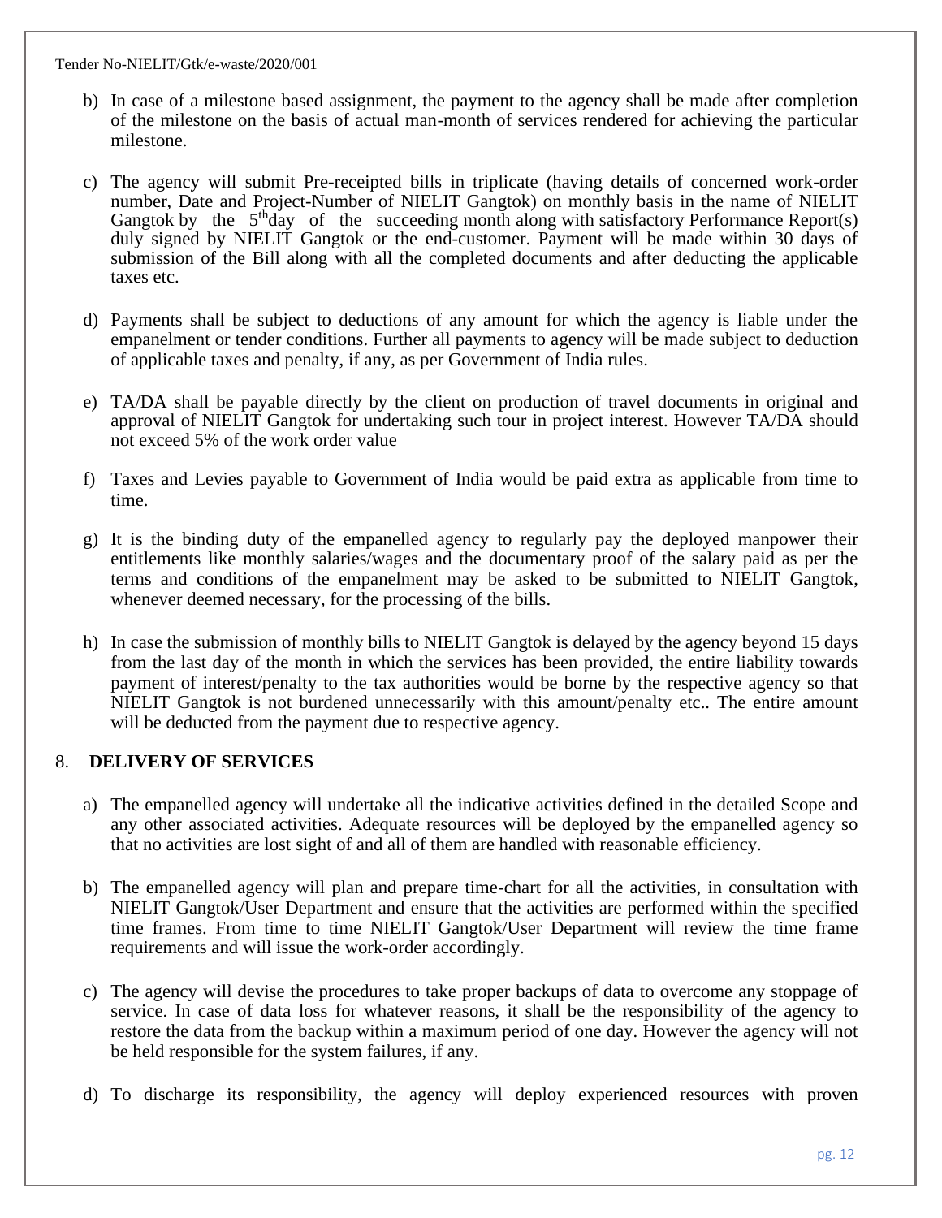b) In case of a milestone based assignment, the payment to the agency shall be made after completion of the milestone on the basis of actual man-month of services rendered for achieving the particular milestone.

c) The agency will submit Pre-receipted bills in triplicate (having details of concerned work-order number, Date and Project-Number of NIELIT Gangtok) on monthly basis in the name of NIELIT Gangtok by the 5th day of the succeeding month along with satisfactory Performance Report(s) duly signed by NIELIT Gangtok or the end-customer. Payment will be made within 30 days of submission of the Bill along with all the completed documents and after deducting the applicable taxes etc.

d) Payments shall be subject to deductions of any amount for which the agency is liable under the empanelment or tender conditions. Further all payments to agency will be made subject to deduction of applicable taxes and penalty, if any, as per Government of India rules.

e) TA/DA shall be payable directly by the client on production of travel documents in original and approval of NIELIT Gangtok for undertaking such tour in project interest. However TA/DA should not exceed 5% of the work order value

f) Taxes and Levies payable to Government of India would be paid extra as applicable from time to time.

g) It is the binding duty of the empanelled agency to regularly pay the deployed manpower their entitlements like monthly salaries/wages and the documentary proof of the salary paid as per the terms and conditions of the empanelment may be asked to be submitted to NIELIT Gangtok, whenever deemed necessary, for the processing of the bills.

h) In case the submission of monthly bills to NIELIT Gangtok is delayed by the agency beyond 15 days from the last day of the month in which the services has been provided, the entire liability towards payment of interest/penalty to the tax authorities would be borne by the respective agency so that NIELIT Gangtok is not burdened unnecessarily with this amount/penalty etc.. The entire amount will be deducted from the payment due to respective agency.

## 8. DELIVERY OF SERVICES

a) The empanelled agency will undertake all the indicative activities defined in the detailed Scope and any other associated activities. Adequate resources will be deployed by the empanelled agency so that no activities are lost sight of and all of them are handled with reasonable efficiency.

b) The empanelled agency will plan and prepare time-chart for all the activities, in consultation with NIELIT Gangtok/User Department and ensure that the activities are performed within the specified time frames. From time to time NIELIT Gangtok/User Department will review the time frame requirements and will issue the work-order accordingly.

c) The agency will devise the procedures to take proper backups of data to overcome any stoppage of service. In case of data loss for whatever reasons, it shall be the responsibility of the agency to restore the data from the backup within a maximum period of one day. However the agency will not be held responsible for the system failures, if any.

d) To discharge its responsibility, the agency will deploy experienced resources with proven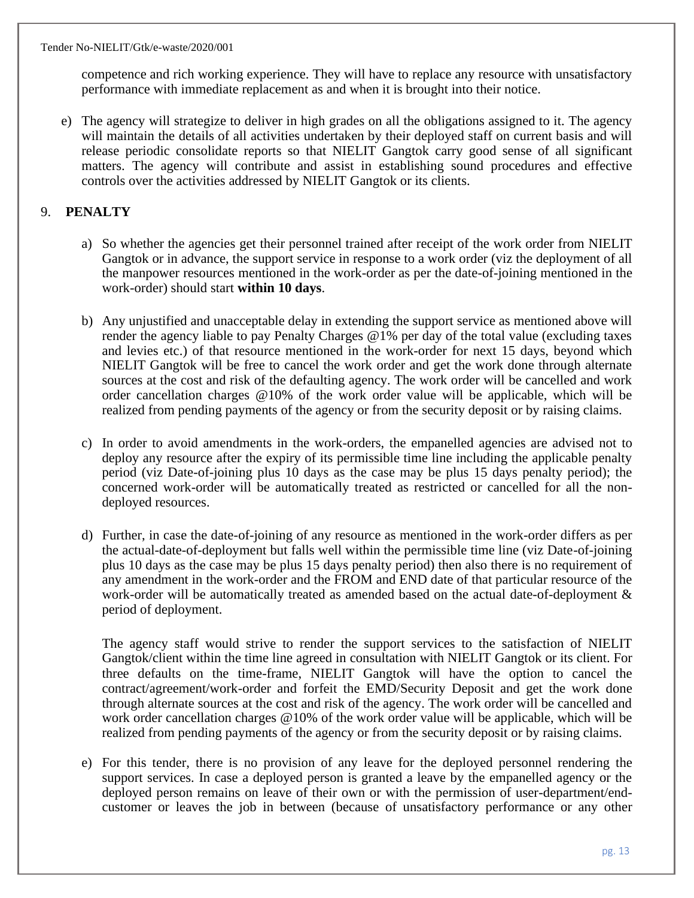competence and rich working experience. They will have to replace any resource with unsatisfactory performance with immediate replacement as and when it is brought into their notice.

e) The agency will strategize to deliver in high grades on all the obligations assigned to it. The agency will maintain the details of all activities undertaken by their deployed staff on current basis and will release periodic consolidate reports so that NIELIT Gangtok carry good sense of all significant matters. The agency will contribute and assist in establishing sound procedures and effective controls over the activities addressed by NIELIT Gangtok or its clients.

## 9. PENALTY

a) So whether the agencies get their personnel trained after receipt of the work order from NIELIT Gangtok or in advance, the support service in response to a work order (viz the deployment of all the manpower resources mentioned in the work-order as per the date-of-joining mentioned in the work-order) should start **within 10 days**.

b) Any unjustified and unacceptable delay in extending the support service as mentioned above will render the agency liable to pay Penalty Charges @1% per day of the total value (excluding taxes and levies etc.) of that resource mentioned in the work-order for next 15 days, beyond which NIELIT Gangtok will be free to cancel the work order and get the work done through alternate sources at the cost and risk of the defaulting agency. The work order will be cancelled and work order cancellation charges @10% of the work order value will be applicable, which will be realized from pending payments of the agency or from the security deposit or by raising claims.

c) In order to avoid amendments in the work-orders, the empanelled agencies are advised not to deploy any resource after the expiry of its permissible time line including the applicable penalty period (viz Date-of-joining plus 10 days as the case may be plus 15 days penalty period); the concerned work-order will be automatically treated as restricted or cancelled for all the non-deployed resources.

d) Further, in case the date-of-joining of any resource as mentioned in the work-order differs as per the actual-date-of-deployment but falls well within the permissible time line (viz Date-of-joining plus 10 days as the case may be plus 15 days penalty period) then also there is no requirement of any amendment in the work-order and the FROM and END date of that particular resource of the work-order will be automatically treated as amended based on the actual date-of-deployment & period of deployment.

   The agency staff would strive to render the support services to the satisfaction of NIELIT Gangtok/client within the time line agreed in consultation with NIELIT Gangtok or its client. For three defaults on the time-frame, NIELIT Gangtok will have the option to cancel the contract/agreement/work-order and forfeit the EMD/Security Deposit and get the work done through alternate sources at the cost and risk of the agency. The work order will be cancelled and work order cancellation charges @10% of the work order value will be applicable, which will be realized from pending payments of the agency or from the security deposit or by raising claims.

e) For this tender, there is no provision of any leave for the deployed personnel rendering the support services. In case a deployed person is granted a leave by the empanelled agency or the deployed person remains on leave of their own or with the permission of user-department/end-customer or leaves the job in between (because of unsatisfactory performance or any other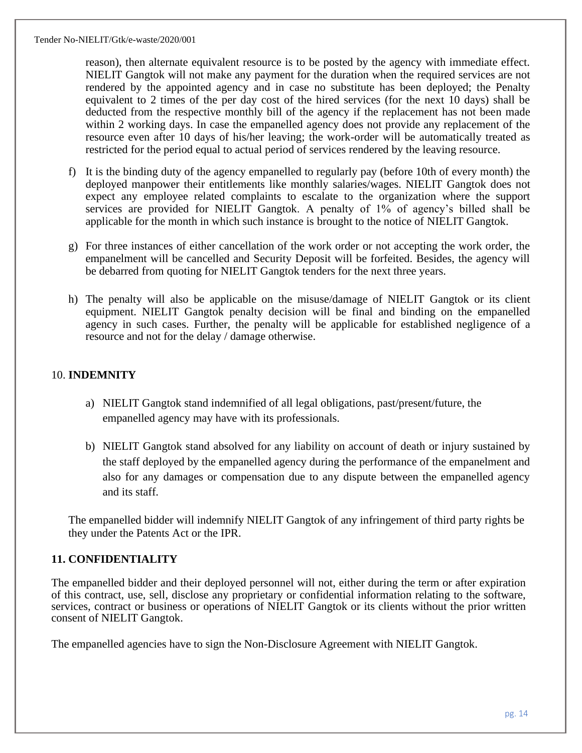reason), then alternate equivalent resource is to be posted by the agency with immediate effect. NIELIT Gangtok will not make any payment for the duration when the required services are not rendered by the appointed agency and in case no substitute has been deployed; the Penalty equivalent to 2 times of the per day cost of the hired services (for the next 10 days) shall be deducted from the respective monthly bill of the agency if the replacement has not been made within 2 working days. In case the empanelled agency does not provide any replacement of the resource even after 10 days of his/her leaving; the work-order will be automatically treated as restricted for the period equal to actual period of services rendered by the leaving resource.

f) It is the binding duty of the agency empanelled to regularly pay (before 10th of every month) the deployed manpower their entitlements like monthly salaries/wages. NIELIT Gangtok does not expect any employee related complaints to escalate to the organization where the support services are provided for NIELIT Gangtok. A penalty of 1% of agency's billed shall be applicable for the month in which such instance is brought to the notice of NIELIT Gangtok.

g) For three instances of either cancellation of the work order or not accepting the work order, the empanelment will be cancelled and Security Deposit will be forfeited. Besides, the agency will be debarred from quoting for NIELIT Gangtok tenders for the next three years.

h) The penalty will also be applicable on the misuse/damage of NIELIT Gangtok or its client equipment. NIELIT Gangtok penalty decision will be final and binding on the empanelled agency in such cases. Further, the penalty will be applicable for established negligence of a resource and not for the delay / damage otherwise.

## 10. INDEMNITY

a) NIELIT Gangtok stand indemnified of all legal obligations, past/present/future, the empanelled agency may have with its professionals.

b) NIELIT Gangtok stand absolved for any liability on account of death or injury sustained by the staff deployed by the empanelled agency during the performance of the empanelment and also for any damages or compensation due to any dispute between the empanelled agency and its staff.

The empanelled bidder will indemnify NIELIT Gangtok of any infringement of third party rights be they under the Patents Act or the IPR.

## 11. CONFIDENTIALITY

The empanelled bidder and their deployed personnel will not, either during the term or after expiration of this contract, use, sell, disclose any proprietary or confidential information relating to the software, services, contract or business or operations of NIELIT Gangtok or its clients without the prior written consent of NIELIT Gangtok.

The empanelled agencies have to sign the Non-Disclosure Agreement with NIELIT Gangtok.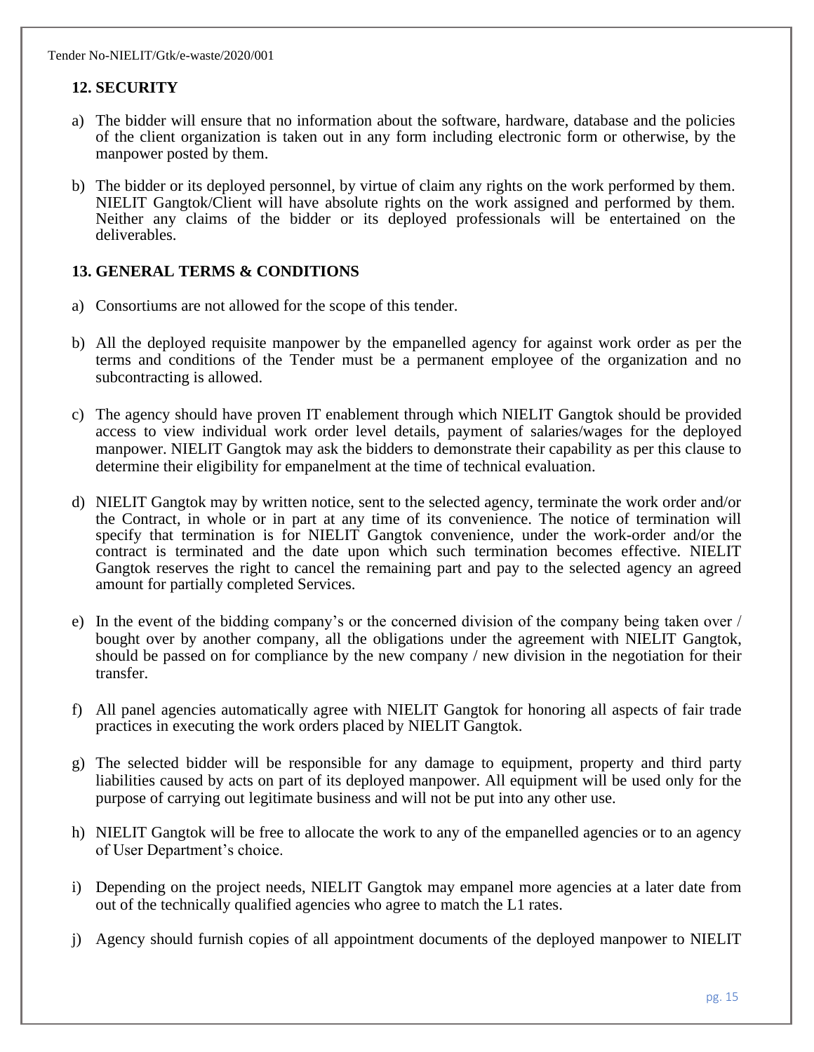## 12. SECURITY

a) The bidder will ensure that no information about the software, hardware, database and the policies of the client organization is taken out in any form including electronic form or otherwise, by the manpower posted by them.

b) The bidder or its deployed personnel, by virtue of claim any rights on the work performed by them. NIELIT Gangtok/Client will have absolute rights on the work assigned and performed by them. Neither any claims of the bidder or its deployed professionals will be entertained on the deliverables.

## 13. GENERAL TERMS & CONDITIONS

a) Consortiums are not allowed for the scope of this tender.

b) All the deployed requisite manpower by the empanelled agency for against work order as per the terms and conditions of the Tender must be a permanent employee of the organization and no subcontracting is allowed.

c) The agency should have proven IT enablement through which NIELIT Gangtok should be provided access to view individual work order level details, payment of salaries/wages for the deployed manpower. NIELIT Gangtok may ask the bidders to demonstrate their capability as per this clause to determine their eligibility for empanelment at the time of technical evaluation.

d) NIELIT Gangtok may by written notice, sent to the selected agency, terminate the work order and/or the Contract, in whole or in part at any time of its convenience. The notice of termination will specify that termination is for NIELIT Gangtok convenience, under the work-order and/or the contract is terminated and the date upon which such termination becomes effective. NIELIT Gangtok reserves the right to cancel the remaining part and pay to the selected agency an agreed amount for partially completed Services.

e) In the event of the bidding company's or the concerned division of the company being taken over / bought over by another company, all the obligations under the agreement with NIELIT Gangtok, should be passed on for compliance by the new company / new division in the negotiation for their transfer.

f) All panel agencies automatically agree with NIELIT Gangtok for honoring all aspects of fair trade practices in executing the work orders placed by NIELIT Gangtok.

g) The selected bidder will be responsible for any damage to equipment, property and third party liabilities caused by acts on part of its deployed manpower. All equipment will be used only for the purpose of carrying out legitimate business and will not be put into any other use.

h) NIELIT Gangtok will be free to allocate the work to any of the empanelled agencies or to an agency of User Department's choice.

i) Depending on the project needs, NIELIT Gangtok may empanel more agencies at a later date from out of the technically qualified agencies who agree to match the L1 rates.

j) Agency should furnish copies of all appointment documents of the deployed manpower to NIELIT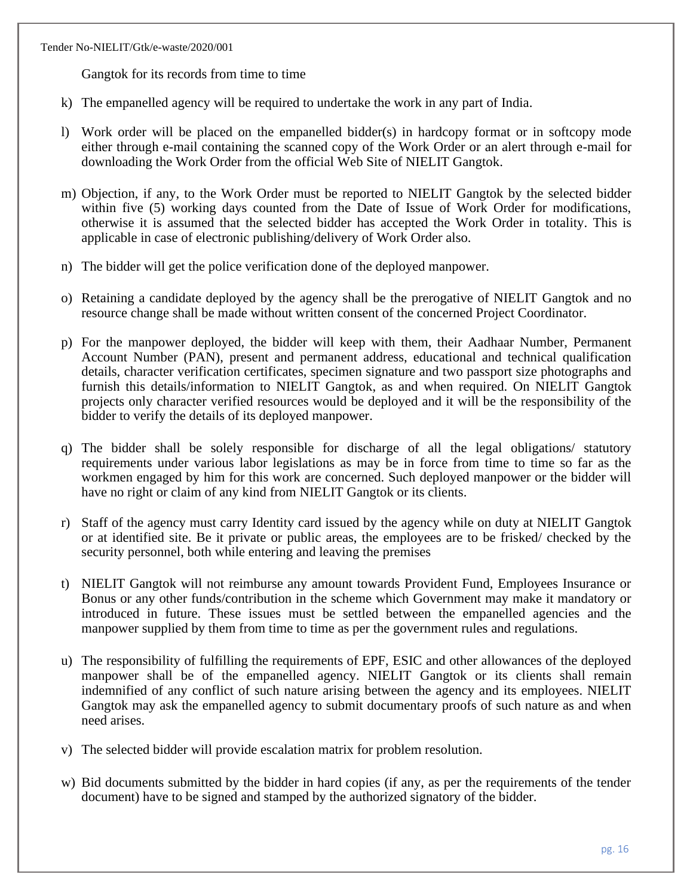Gangtok for its records from time to time

k) The empanelled agency will be required to undertake the work in any part of India.

l) Work order will be placed on the empanelled bidder(s) in hardcopy format or in softcopy mode either through e-mail containing the scanned copy of the Work Order or an alert through e-mail for downloading the Work Order from the official Web Site of NIELIT Gangtok.

m) Objection, if any, to the Work Order must be reported to NIELIT Gangtok by the selected bidder within five (5) working days counted from the Date of Issue of Work Order for modifications, otherwise it is assumed that the selected bidder has accepted the Work Order in totality. This is applicable in case of electronic publishing/delivery of Work Order also.

n) The bidder will get the police verification done of the deployed manpower.

o) Retaining a candidate deployed by the agency shall be the prerogative of NIELIT Gangtok and no resource change shall be made without written consent of the concerned Project Coordinator.

p) For the manpower deployed, the bidder will keep with them, their Aadhaar Number, Permanent Account Number (PAN), present and permanent address, educational and technical qualification details, character verification certificates, specimen signature and two passport size photographs and furnish this details/information to NIELIT Gangtok, as and when required. On NIELIT Gangtok projects only character verified resources would be deployed and it will be the responsibility of the bidder to verify the details of its deployed manpower.

q) The bidder shall be solely responsible for discharge of all the legal obligations/ statutory requirements under various labor legislations as may be in force from time to time so far as the workmen engaged by him for this work are concerned. Such deployed manpower or the bidder will have no right or claim of any kind from NIELIT Gangtok or its clients.

r) Staff of the agency must carry Identity card issued by the agency while on duty at NIELIT Gangtok or at identified site. Be it private or public areas, the employees are to be frisked/ checked by the security personnel, both while entering and leaving the premises

t) NIELIT Gangtok will not reimburse any amount towards Provident Fund, Employees Insurance or Bonus or any other funds/contribution in the scheme which Government may make it mandatory or introduced in future. These issues must be settled between the empanelled agencies and the manpower supplied by them from time to time as per the government rules and regulations.

u) The responsibility of fulfilling the requirements of EPF, ESIC and other allowances of the deployed manpower shall be of the empanelled agency. NIELIT Gangtok or its clients shall remain indemnified of any conflict of such nature arising between the agency and its employees. NIELIT Gangtok may ask the empanelled agency to submit documentary proofs of such nature as and when need arises.

v) The selected bidder will provide escalation matrix for problem resolution.

w) Bid documents submitted by the bidder in hard copies (if any, as per the requirements of the tender document) have to be signed and stamped by the authorized signatory of the bidder.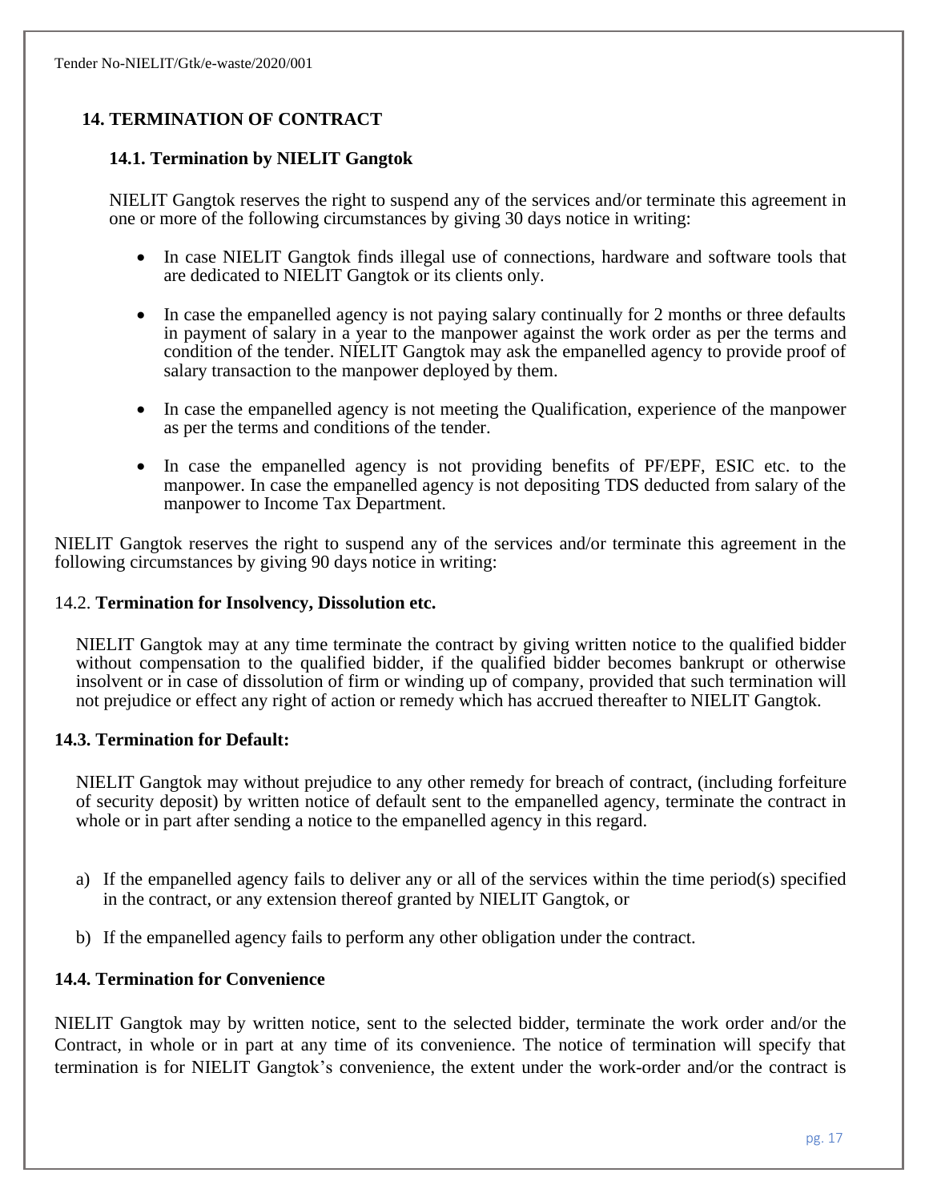## 14. TERMINATION OF CONTRACT

### 14.1. Termination by NIELIT Gangtok

NIELIT Gangtok reserves the right to suspend any of the services and/or terminate this agreement in one or more of the following circumstances by giving 30 days notice in writing:

- In case NIELIT Gangtok finds illegal use of connections, hardware and software tools that are dedicated to NIELIT Gangtok or its clients only.
- In case the empanelled agency is not paying salary continually for 2 months or three defaults in payment of salary in a year to the manpower against the work order as per the terms and condition of the tender. NIELIT Gangtok may ask the empanelled agency to provide proof of salary transaction to the manpower deployed by them.
- In case the empanelled agency is not meeting the Qualification, experience of the manpower as per the terms and conditions of the tender.
- In case the empanelled agency is not providing benefits of PF/EPF, ESIC etc. to the manpower. In case the empanelled agency is not depositing TDS deducted from salary of the manpower to Income Tax Department.

NIELIT Gangtok reserves the right to suspend any of the services and/or terminate this agreement in the following circumstances by giving 90 days notice in writing:

### 14.2. Termination for Insolvency, Dissolution etc.

NIELIT Gangtok may at any time terminate the contract by giving written notice to the qualified bidder without compensation to the qualified bidder, if the qualified bidder becomes bankrupt or otherwise insolvent or in case of dissolution of firm or winding up of company, provided that such termination will not prejudice or effect any right of action or remedy which has accrued thereafter to NIELIT Gangtok.

### 14.3. Termination for Default:

NIELIT Gangtok may without prejudice to any other remedy for breach of contract, (including forfeiture of security deposit) by written notice of default sent to the empanelled agency, terminate the contract in whole or in part after sending a notice to the empanelled agency in this regard.

a) If the empanelled agency fails to deliver any or all of the services within the time period(s) specified in the contract, or any extension thereof granted by NIELIT Gangtok, or

b) If the empanelled agency fails to perform any other obligation under the contract.

### 14.4. Termination for Convenience

NIELIT Gangtok may by written notice, sent to the selected bidder, terminate the work order and/or the Contract, in whole or in part at any time of its convenience. The notice of termination will specify that termination is for NIELIT Gangtok's convenience, the extent under the work-order and/or the contract is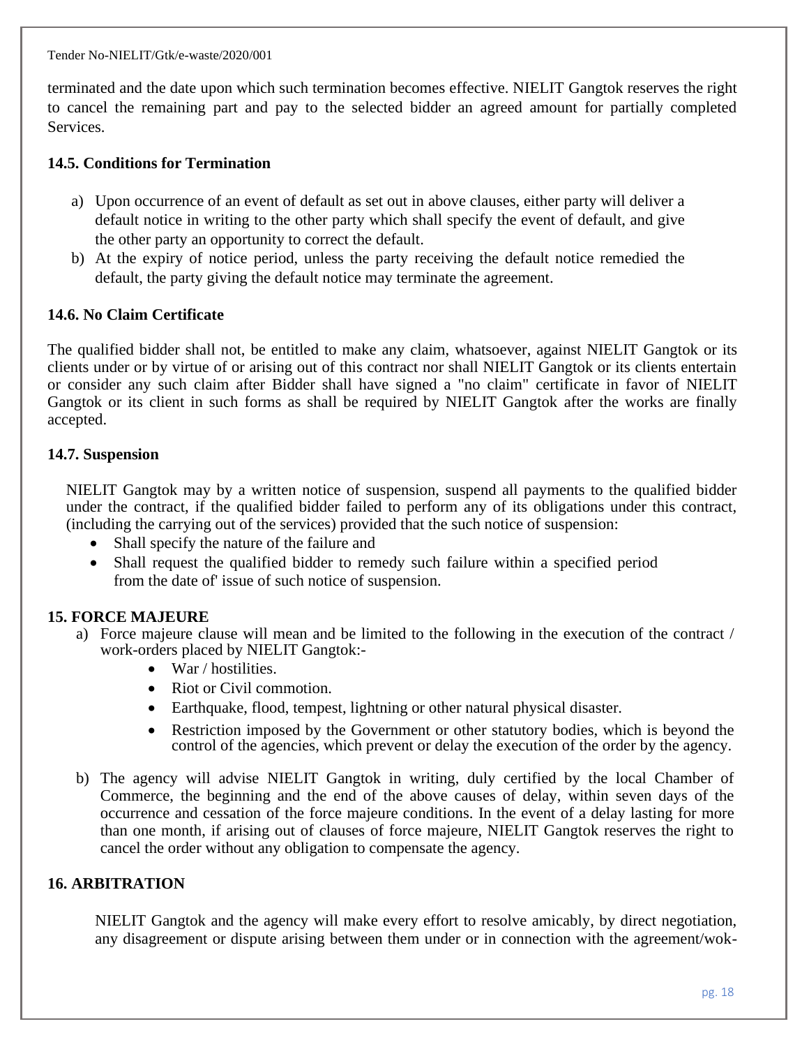terminated and the date upon which such termination becomes effective. NIELIT Gangtok reserves the right to cancel the remaining part and pay to the selected bidder an agreed amount for partially completed Services.

**14.5. Conditions for Termination**

a) Upon occurrence of an event of default as set out in above clauses, either party will deliver a default notice in writing to the other party which shall specify the event of default, and give the other party an opportunity to correct the default.
b) At the expiry of notice period, unless the party receiving the default notice remedied the default, the party giving the default notice may terminate the agreement.

**14.6. No Claim Certificate**

The qualified bidder shall not, be entitled to make any claim, whatsoever, against NIELIT Gangtok or its clients under or by virtue of or arising out of this contract nor shall NIELIT Gangtok or its clients entertain or consider any such claim after Bidder shall have signed a "no claim" certificate in favor of NIELIT Gangtok or its client in such forms as shall be required by NIELIT Gangtok after the works are finally accepted.

**14.7. Suspension**

NIELIT Gangtok may by a written notice of suspension, suspend all payments to the qualified bidder under the contract, if the qualified bidder failed to perform any of its obligations under this contract, (including the carrying out of the services) provided that the such notice of suspension:

- Shall specify the nature of the failure and
- Shall request the qualified bidder to remedy such failure within a specified period from the date of' issue of such notice of suspension.

**15. FORCE MAJEURE**

a) Force majeure clause will mean and be limited to the following in the execution of the contract / work-orders placed by NIELIT Gangtok:-
   - War / hostilities.
   - Riot or Civil commotion.
   - Earthquake, flood, tempest, lightning or other natural physical disaster.
   - Restriction imposed by the Government or other statutory bodies, which is beyond the control of the agencies, which prevent or delay the execution of the order by the agency.

b) The agency will advise NIELIT Gangtok in writing, duly certified by the local Chamber of Commerce, the beginning and the end of the above causes of delay, within seven days of the occurrence and cessation of the force majeure conditions. In the event of a delay lasting for more than one month, if arising out of clauses of force majeure, NIELIT Gangtok reserves the right to cancel the order without any obligation to compensate the agency.

**16. ARBITRATION**

NIELIT Gangtok and the agency will make every effort to resolve amicably, by direct negotiation, any disagreement or dispute arising between them under or in connection with the agreement/wok-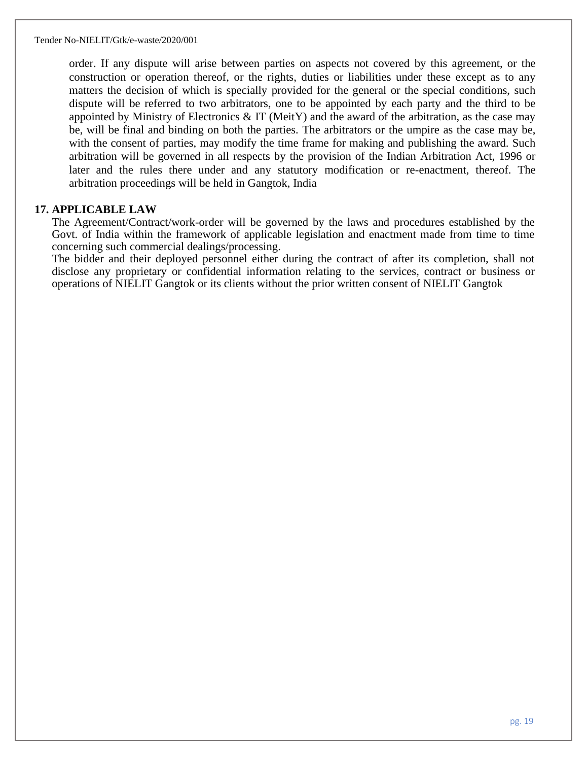order. If any dispute will arise between parties on aspects not covered by this agreement, or the construction or operation thereof, or the rights, duties or liabilities under these except as to any matters the decision of which is specially provided for the general or the special conditions, such dispute will be referred to two arbitrators, one to be appointed by each party and the third to be appointed by Ministry of Electronics & IT (MeitY) and the award of the arbitration, as the case may be, will be final and binding on both the parties. The arbitrators or the umpire as the case may be, with the consent of parties, may modify the time frame for making and publishing the award. Such arbitration will be governed in all respects by the provision of the Indian Arbitration Act, 1996 or later and the rules there under and any statutory modification or re-enactment, thereof. The arbitration proceedings will be held in Gangtok, India

**17. APPLICABLE LAW**

The Agreement/Contract/work-order will be governed by the laws and procedures established by the Govt. of India within the framework of applicable legislation and enactment made from time to time concerning such commercial dealings/processing.

The bidder and their deployed personnel either during the contract of after its completion, shall not disclose any proprietary or confidential information relating to the services, contract or business or operations of NIELIT Gangtok or its clients without the prior written consent of NIELIT Gangtok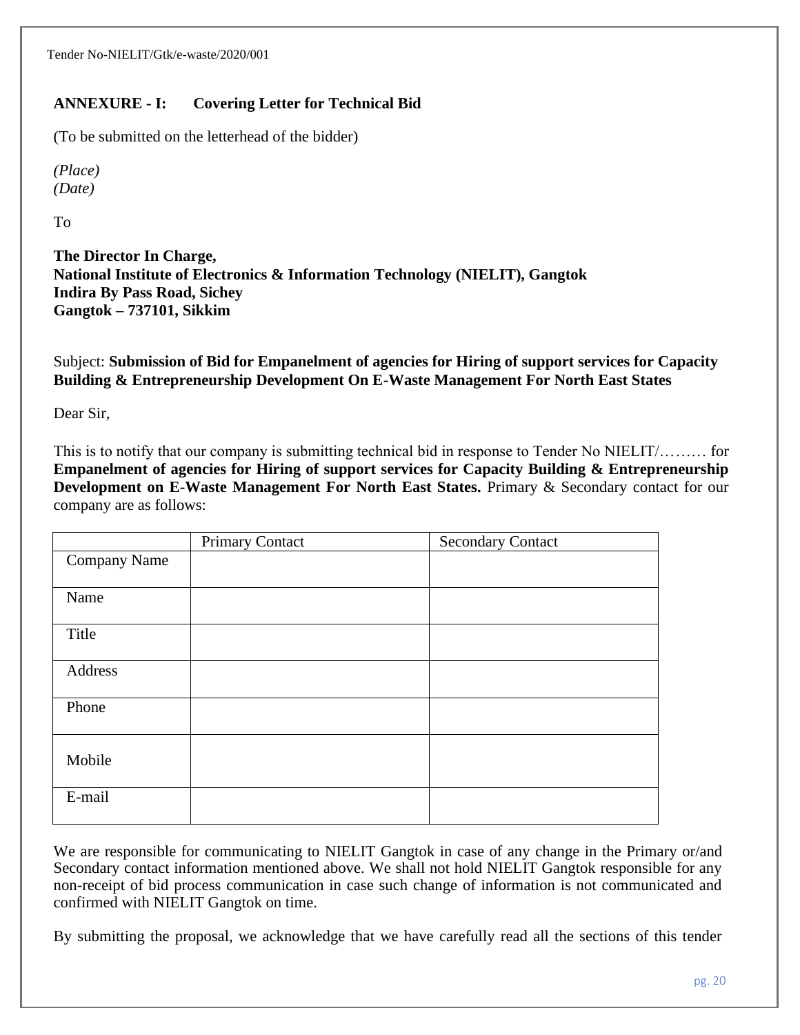**ANNEXURE - I: Covering Letter for Technical Bid**

(To be submitted on the letterhead of the bidder)

*(Place)*
*(Date)*

To

**The Director In Charge,**
**National Institute of Electronics & Information Technology (NIELIT), Gangtok**
**Indira By Pass Road, Sichey**
**Gangtok – 737101, Sikkim**

Subject: **Submission of Bid for Empanelment of agencies for Hiring of support services for Capacity Building & Entrepreneurship Development On E-Waste Management For North East States**

Dear Sir,

This is to notify that our company is submitting technical bid in response to Tender No NIELIT/……… for **Empanelment of agencies for Hiring of support services for Capacity Building & Entrepreneurship Development on E-Waste Management For North East States.** Primary & Secondary contact for our company are as follows:

| | Primary Contact | Secondary Contact |
|---|---|---|
| Company Name | | |
| Name | | |
| Title | | |
| Address | | |
| Phone | | |
| Mobile | | |
| E-mail | | |

We are responsible for communicating to NIELIT Gangtok in case of any change in the Primary or/and Secondary contact information mentioned above. We shall not hold NIELIT Gangtok responsible for any non-receipt of bid process communication in case such change of information is not communicated and confirmed with NIELIT Gangtok on time.

By submitting the proposal, we acknowledge that we have carefully read all the sections of this tender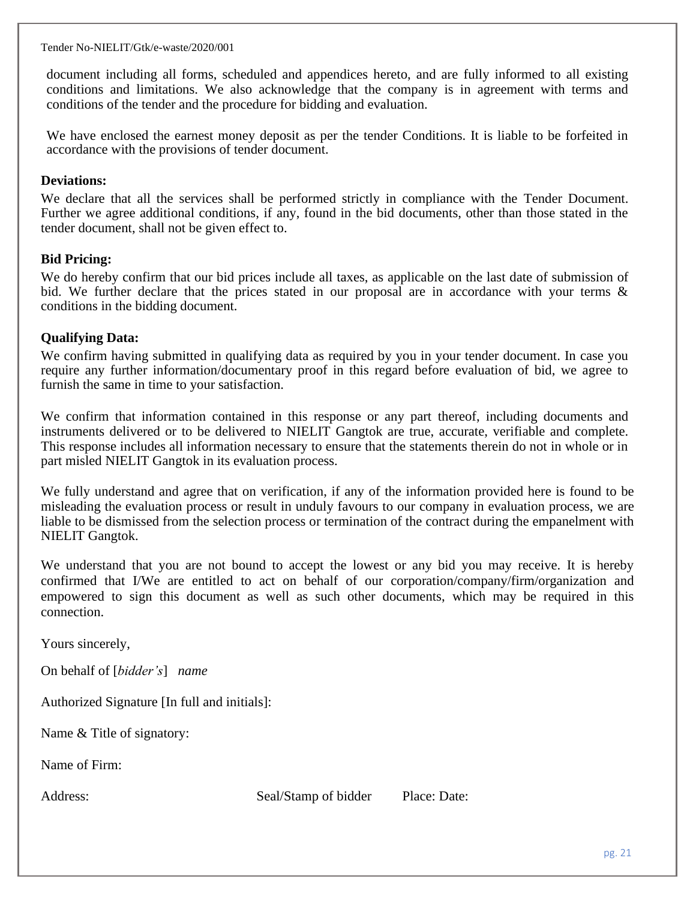document including all forms, scheduled and appendices hereto, and are fully informed to all existing conditions and limitations. We also acknowledge that the company is in agreement with terms and conditions of the tender and the procedure for bidding and evaluation.

We have enclosed the earnest money deposit as per the tender Conditions. It is liable to be forfeited in accordance with the provisions of tender document.

**Deviations:**

We declare that all the services shall be performed strictly in compliance with the Tender Document. Further we agree additional conditions, if any, found in the bid documents, other than those stated in the tender document, shall not be given effect to.

**Bid Pricing:**

We do hereby confirm that our bid prices include all taxes, as applicable on the last date of submission of bid. We further declare that the prices stated in our proposal are in accordance with your terms & conditions in the bidding document.

**Qualifying Data:**

We confirm having submitted in qualifying data as required by you in your tender document. In case you require any further information/documentary proof in this regard before evaluation of bid, we agree to furnish the same in time to your satisfaction.

We confirm that information contained in this response or any part thereof, including documents and instruments delivered or to be delivered to NIELIT Gangtok are true, accurate, verifiable and complete. This response includes all information necessary to ensure that the statements therein do not in whole or in part misled NIELIT Gangtok in its evaluation process.

We fully understand and agree that on verification, if any of the information provided here is found to be misleading the evaluation process or result in unduly favours to our company in evaluation process, we are liable to be dismissed from the selection process or termination of the contract during the empanelment with NIELIT Gangtok.

We understand that you are not bound to accept the lowest or any bid you may receive. It is hereby confirmed that I/We are entitled to act on behalf of our corporation/company/firm/organization and empowered to sign this document as well as such other documents, which may be required in this connection.

Yours sincerely,

On behalf of [*bidder's*] *name*

Authorized Signature [In full and initials]:

Name & Title of signatory:

Name of Firm:

Address: Seal/Stamp of bidder Place: Date: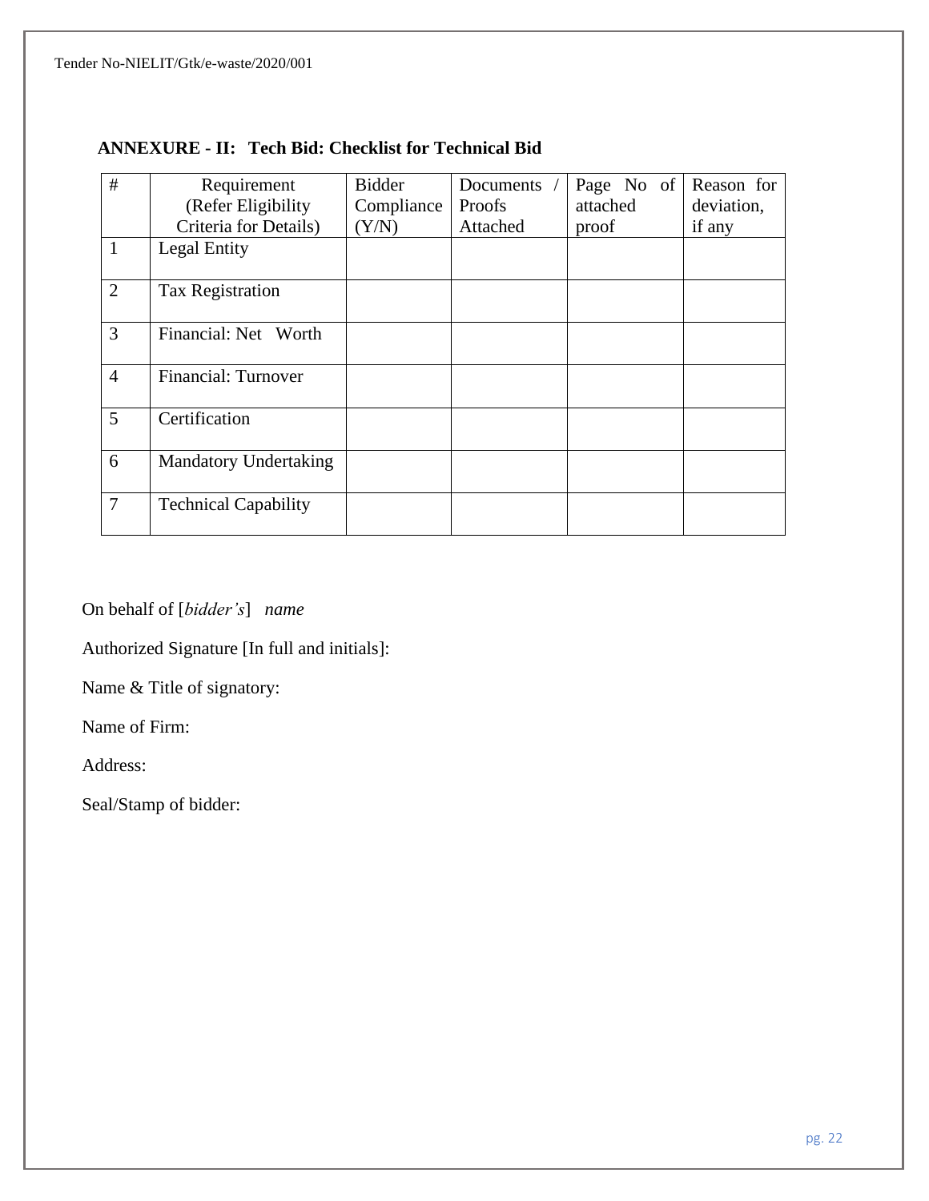**ANNEXURE - II: Tech Bid: Checklist for Technical Bid**

| # | Requirement (Refer Eligibility Criteria for Details) | Bidder Compliance (Y/N) | Documents / Proofs Attached | Page No of attached proof | Reason for deviation, if any |
|---|---|---|---|---|---|
| 1 | Legal Entity | | | | |
| 2 | Tax Registration | | | | |
| 3 | Financial: Net Worth | | | | |
| 4 | Financial: Turnover | | | | |
| 5 | Certification | | | | |
| 6 | Mandatory Undertaking | | | | |
| 7 | Technical Capability | | | | |

On behalf of [*bidder's*] *name*

Authorized Signature [In full and initials]:

Name & Title of signatory:

Name of Firm:

Address:

Seal/Stamp of bidder: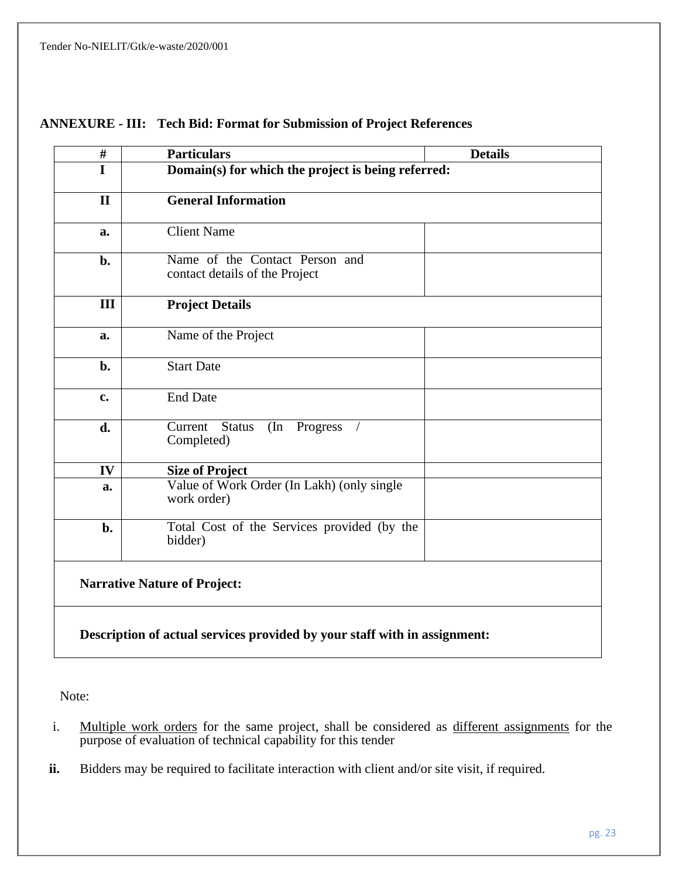## ANNEXURE - III: Tech Bid: Format for Submission of Project References

| # | Particulars | Details |
|---|---|---|
| **I** | **Domain(s) for which the project is being referred:** | |
| **II** | **General Information** | |
| **a.** | Client Name | |
| **b.** | Name of the Contact Person and contact details of the Project | |
| **III** | **Project Details** | |
| **a.** | Name of the Project | |
| **b.** | Start Date | |
| **c.** | End Date | |
| **d.** | Current Status (In Progress / Completed) | |
| **IV** | **Size of Project** | |
| **a.** | Value of Work Order (In Lakh) (only single work order) | |
| **b.** | Total Cost of the Services provided (by the bidder) | |
| **Narrative Nature of Project:** | | |
| **Description of actual services provided by your staff with in assignment:** | | |

Note:

i. Multiple work orders for the same project, shall be considered as different assignments for the purpose of evaluation of technical capability for this tender

**ii.** Bidders may be required to facilitate interaction with client and/or site visit, if required.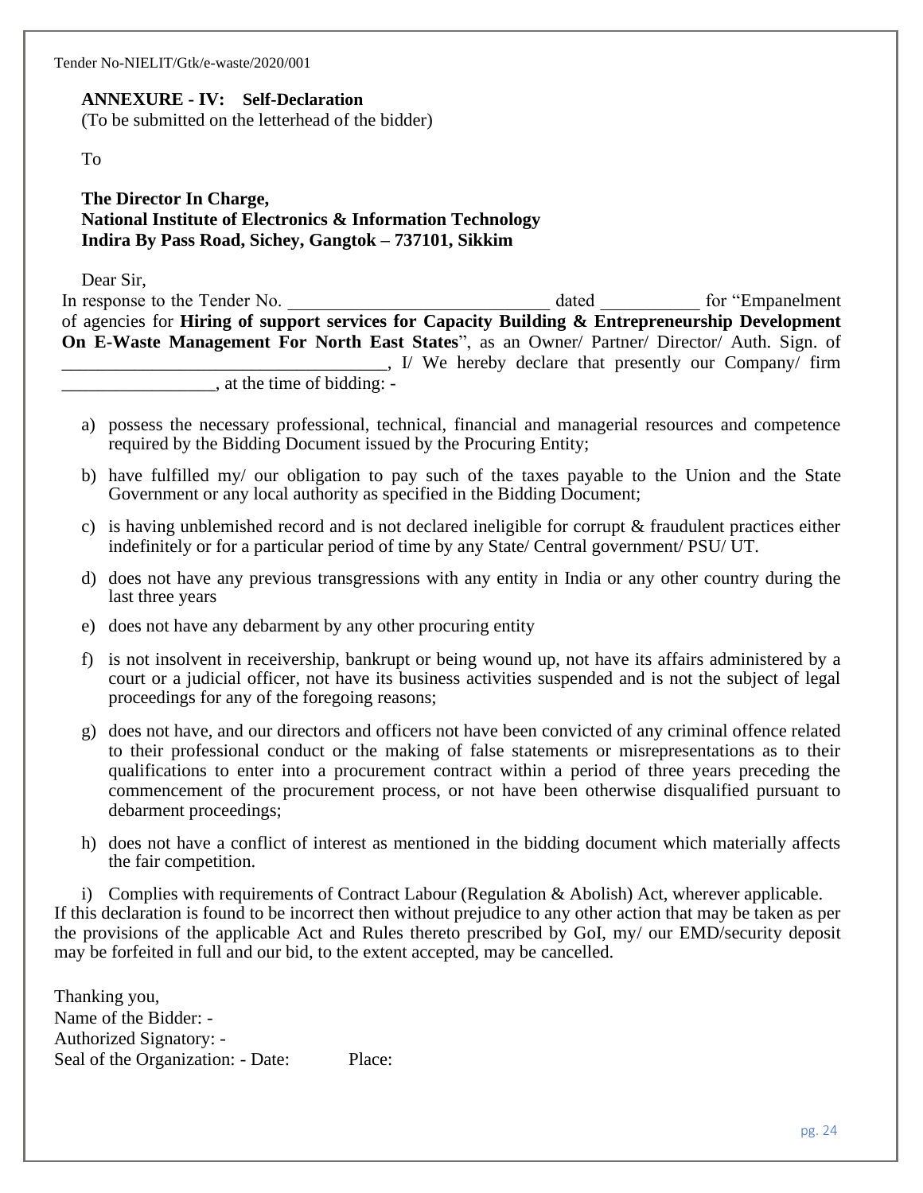**ANNEXURE - IV: Self-Declaration**

(To be submitted on the letterhead of the bidder)

To

**The Director In Charge,**
**National Institute of Electronics & Information Technology**
**Indira By Pass Road, Sichey, Gangtok – 737101, Sikkim**

Dear Sir,

In response to the Tender No. _____________________________ dated ___________ for "Empanelment of agencies for **Hiring of support services for Capacity Building & Entrepreneurship Development On E-Waste Management For North East States**", as an Owner/ Partner/ Director/ Auth. Sign. of ___________________________________, I/ We hereby declare that presently our Company/ firm _________________, at the time of bidding: -

a) possess the necessary professional, technical, financial and managerial resources and competence required by the Bidding Document issued by the Procuring Entity;

b) have fulfilled my/ our obligation to pay such of the taxes payable to the Union and the State Government or any local authority as specified in the Bidding Document;

c) is having unblemished record and is not declared ineligible for corrupt & fraudulent practices either indefinitely or for a particular period of time by any State/ Central government/ PSU/ UT.

d) does not have any previous transgressions with any entity in India or any other country during the last three years

e) does not have any debarment by any other procuring entity

f) is not insolvent in receivership, bankrupt or being wound up, not have its affairs administered by a court or a judicial officer, not have its business activities suspended and is not the subject of legal proceedings for any of the foregoing reasons;

g) does not have, and our directors and officers not have been convicted of any criminal offence related to their professional conduct or the making of false statements or misrepresentations as to their qualifications to enter into a procurement contract within a period of three years preceding the commencement of the procurement process, or not have been otherwise disqualified pursuant to debarment proceedings;

h) does not have a conflict of interest as mentioned in the bidding document which materially affects the fair competition.

i) Complies with requirements of Contract Labour (Regulation & Abolish) Act, wherever applicable.

If this declaration is found to be incorrect then without prejudice to any other action that may be taken as per the provisions of the applicable Act and Rules thereto prescribed by GoI, my/ our EMD/security deposit may be forfeited in full and our bid, to the extent accepted, may be cancelled.

Thanking you,
Name of the Bidder: -
Authorized Signatory: -
Seal of the Organization: - Date: Place: